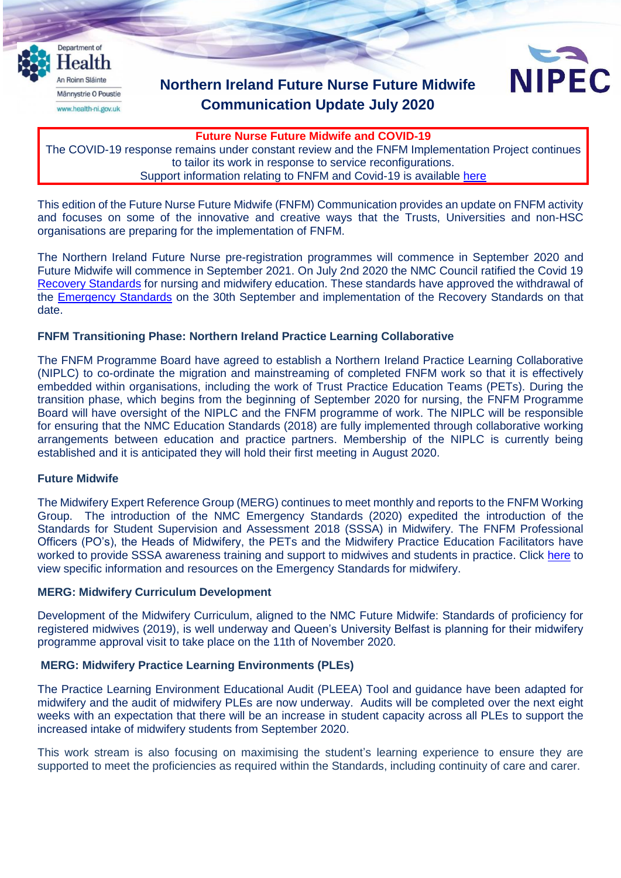Department of Health
An Roinn Sláinte
Männystrie O Poustie
www.health-ni.gov.uk

NIPEC

# Northern Ireland Future Nurse Future Midwife Communication Update July 2020

**Future Nurse Future Midwife and COVID-19**

The COVID-19 response remains under constant review and the FNFM Implementation Project continues to tailor its work in response to service reconfigurations.
Support information relating to FNFM and Covid-19 is available here

This edition of the Future Nurse Future Midwife (FNFM) Communication provides an update on FNFM activity and focuses on some of the innovative and creative ways that the Trusts, Universities and non-HSC organisations are preparing for the implementation of FNFM.

The Northern Ireland Future Nurse pre-registration programmes will commence in September 2020 and Future Midwife will commence in September 2021. On July 2nd 2020 the NMC Council ratified the Covid 19 Recovery Standards for nursing and midwifery education. These standards have approved the withdrawal of the Emergency Standards on the 30th September and implementation of the Recovery Standards on that date.

### FNFM Transitioning Phase: Northern Ireland Practice Learning Collaborative

The FNFM Programme Board have agreed to establish a Northern Ireland Practice Learning Collaborative (NIPLC) to co-ordinate the migration and mainstreaming of completed FNFM work so that it is effectively embedded within organisations, including the work of Trust Practice Education Teams (PETs). During the transition phase, which begins from the beginning of September 2020 for nursing, the FNFM Programme Board will have oversight of the NIPLC and the FNFM programme of work. The NIPLC will be responsible for ensuring that the NMC Education Standards (2018) are fully implemented through collaborative working arrangements between education and practice partners. Membership of the NIPLC is currently being established and it is anticipated they will hold their first meeting in August 2020.

### Future Midwife

The Midwifery Expert Reference Group (MERG) continues to meet monthly and reports to the FNFM Working Group. The introduction of the NMC Emergency Standards (2020) expedited the introduction of the Standards for Student Supervision and Assessment 2018 (SSSA) in Midwifery. The FNFM Professional Officers (PO's), the Heads of Midwifery, the PETs and the Midwifery Practice Education Facilitators have worked to provide SSSA awareness training and support to midwives and students in practice. Click here to view specific information and resources on the Emergency Standards for midwifery.

### MERG: Midwifery Curriculum Development

Development of the Midwifery Curriculum, aligned to the NMC Future Midwife: Standards of proficiency for registered midwives (2019), is well underway and Queen's University Belfast is planning for their midwifery programme approval visit to take place on the 11th of November 2020.

### MERG: Midwifery Practice Learning Environments (PLEs)

The Practice Learning Environment Educational Audit (PLEEA) Tool and guidance have been adapted for midwifery and the audit of midwifery PLEs are now underway. Audits will be completed over the next eight weeks with an expectation that there will be an increase in student capacity across all PLEs to support the increased intake of midwifery students from September 2020.

This work stream is also focusing on maximising the student's learning experience to ensure they are supported to meet the proficiencies as required within the Standards, including continuity of care and carer.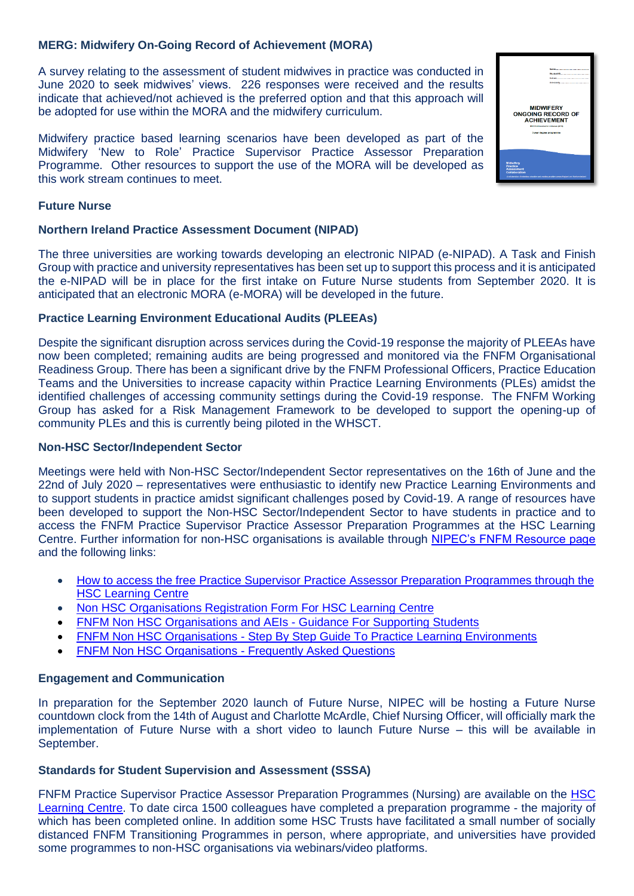**MERG: Midwifery On-Going Record of Achievement (MORA)**

A survey relating to the assessment of student midwives in practice was conducted in June 2020 to seek midwives' views. 226 responses were received and the results indicate that achieved/not achieved is the preferred option and that this approach will be adopted for use within the MORA and the midwifery curriculum.

Midwifery practice based learning scenarios have been developed as part of the Midwifery 'New to Role' Practice Supervisor Practice Assessor Preparation Programme. Other resources to support the use of the MORA will be developed as this work stream continues to meet.

**Future Nurse**

**Northern Ireland Practice Assessment Document (NIPAD)**

The three universities are working towards developing an electronic NIPAD (e-NIPAD). A Task and Finish Group with practice and university representatives has been set up to support this process and it is anticipated the e-NIPAD will be in place for the first intake on Future Nurse students from September 2020. It is anticipated that an electronic MORA (e-MORA) will be developed in the future.

**Practice Learning Environment Educational Audits (PLEEAs)**

Despite the significant disruption across services during the Covid-19 response the majority of PLEEAs have now been completed; remaining audits are being progressed and monitored via the FNFM Organisational Readiness Group. There has been a significant drive by the FNFM Professional Officers, Practice Education Teams and the Universities to increase capacity within Practice Learning Environments (PLEs) amidst the identified challenges of accessing community settings during the Covid-19 response. The FNFM Working Group has asked for a Risk Management Framework to be developed to support the opening-up of community PLEs and this is currently being piloted in the WHSCT.

**Non-HSC Sector/Independent Sector**

Meetings were held with Non-HSC Sector/Independent Sector representatives on the 16th of June and the 22nd of July 2020 – representatives were enthusiastic to identify new Practice Learning Environments and to support students in practice amidst significant challenges posed by Covid-19. A range of resources have been developed to support the Non-HSC Sector/Independent Sector to have students in practice and to access the FNFM Practice Supervisor Practice Assessor Preparation Programmes at the HSC Learning Centre. Further information for non-HSC organisations is available through NIPEC's FNFM Resource page and the following links:

- How to access the free Practice Supervisor Practice Assessor Preparation Programmes through the HSC Learning Centre
- Non HSC Organisations Registration Form For HSC Learning Centre
- FNFM Non HSC Organisations and AEIs - Guidance For Supporting Students
- FNFM Non HSC Organisations - Step By Step Guide To Practice Learning Environments
- FNFM Non HSC Organisations - Frequently Asked Questions

**Engagement and Communication**

In preparation for the September 2020 launch of Future Nurse, NIPEC will be hosting a Future Nurse countdown clock from the 14th of August and Charlotte McArdle, Chief Nursing Officer, will officially mark the implementation of Future Nurse with a short video to launch Future Nurse – this will be available in September.

**Standards for Student Supervision and Assessment (SSSA)**

FNFM Practice Supervisor Practice Assessor Preparation Programmes (Nursing) are available on the HSC Learning Centre. To date circa 1500 colleagues have completed a preparation programme - the majority of which has been completed online. In addition some HSC Trusts have facilitated a small number of socially distanced FNFM Transitioning Programmes in person, where appropriate, and universities have provided some programmes to non-HSC organisations via webinars/video platforms.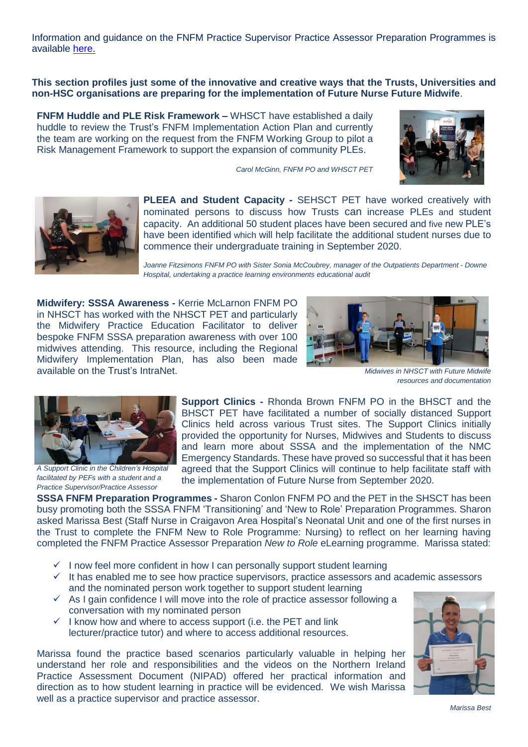Information and guidance on the FNFM Practice Supervisor Practice Assessor Preparation Programmes is available here.

**This section profiles just some of the innovative and creative ways that the Trusts, Universities and non-HSC organisations are preparing for the implementation of Future Nurse Future Midwife**.

**FNFM Huddle and PLE Risk Framework –** WHSCT have established a daily huddle to review the Trust's FNFM Implementation Action Plan and currently the team are working on the request from the FNFM Working Group to pilot a Risk Management Framework to support the expansion of community PLEs.

*Carol McGinn, FNFM PO and WHSCT PET*

**PLEEA and Student Capacity -** SEHSCT PET have worked creatively with nominated persons to discuss how Trusts can increase PLEs and student capacity. An additional 50 student places have been secured and five new PLE's have been identified which will help facilitate the additional student nurses due to commence their undergraduate training in September 2020.

*Joanne Fitzsimons FNFM PO with Sister Sonia McCoubrey, manager of the Outpatients Department - Downe Hospital, undertaking a practice learning environments educational audit*

**Midwifery: SSSA Awareness -** Kerrie McLarnon FNFM PO in NHSCT has worked with the NHSCT PET and particularly the Midwifery Practice Education Facilitator to deliver bespoke FNFM SSSA preparation awareness with over 100 midwives attending. This resource, including the Regional Midwifery Implementation Plan, has also been made available on the Trust's IntraNet.

*Midwives in NHSCT with Future Midwife resources and documentation*

**Support Clinics -** Rhonda Brown FNFM PO in the BHSCT and the BHSCT PET have facilitated a number of socially distanced Support Clinics held across various Trust sites. The Support Clinics initially provided the opportunity for Nurses, Midwives and Students to discuss and learn more about SSSA and the implementation of the NMC Emergency Standards. These have proved so successful that it has been agreed that the Support Clinics will continue to help facilitate staff with the implementation of Future Nurse from September 2020.

*A Support Clinic in the Children's Hospital facilitated by PEFs with a student and a Practice Supervisor/Practice Assessor*

**SSSA FNFM Preparation Programmes -** Sharon Conlon FNFM PO and the PET in the SHSCT has been busy promoting both the SSSA FNFM 'Transitioning' and 'New to Role' Preparation Programmes. Sharon asked Marissa Best (Staff Nurse in Craigavon Area Hospital's Neonatal Unit and one of the first nurses in the Trust to complete the FNFM New to Role Programme: Nursing) to reflect on her learning having completed the FNFM Practice Assessor Preparation *New to Role* eLearning programme. Marissa stated:

- ✓ I now feel more confident in how I can personally support student learning
- ✓ It has enabled me to see how practice supervisors, practice assessors and academic assessors and the nominated person work together to support student learning
- ✓ As I gain confidence I will move into the role of practice assessor following a conversation with my nominated person
- ✓ I know how and where to access support (i.e. the PET and link lecturer/practice tutor) and where to access additional resources.

Marissa found the practice based scenarios particularly valuable in helping her understand her role and responsibilities and the videos on the Northern Ireland Practice Assessment Document (NIPAD) offered her practical information and direction as to how student learning in practice will be evidenced. We wish Marissa well as a practice supervisor and practice assessor.

*Marissa Best*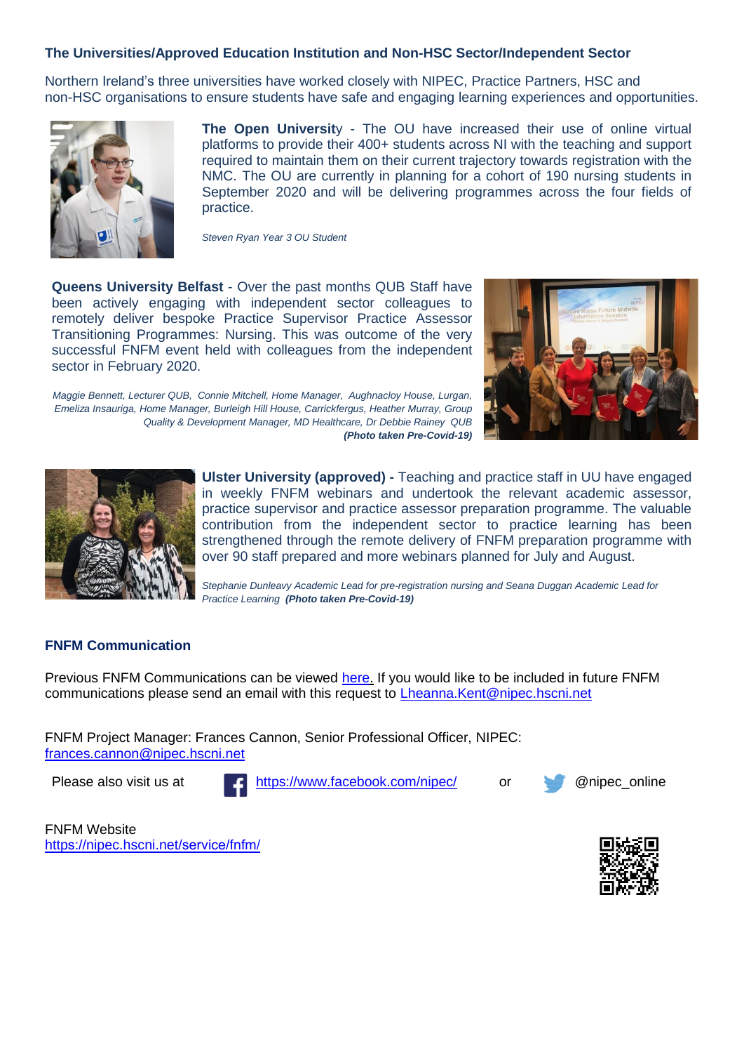### The Universities/Approved Education Institution and Non-HSC Sector/Independent Sector

Northern Ireland's three universities have worked closely with NIPEC, Practice Partners, HSC and non-HSC organisations to ensure students have safe and engaging learning experiences and opportunities.

**The Open University** - The OU have increased their use of online virtual platforms to provide their 400+ students across NI with the teaching and support required to maintain them on their current trajectory towards registration with the NMC. The OU are currently in planning for a cohort of 190 nursing students in September 2020 and will be delivering programmes across the four fields of practice.

*Steven Ryan Year 3 OU Student*

**Queens University Belfast** - Over the past months QUB Staff have been actively engaging with independent sector colleagues to remotely deliver bespoke Practice Supervisor Practice Assessor Transitioning Programmes: Nursing. This was outcome of the very successful FNFM event held with colleagues from the independent sector in February 2020.

*Maggie Bennett, Lecturer QUB, Connie Mitchell, Home Manager, Aughnacloy House, Lurgan, Emeliza Insauriga, Home Manager, Burleigh Hill House, Carrickfergus, Heather Murray, Group Quality & Development Manager, MD Healthcare, Dr Debbie Rainey QUB* ***(Photo taken Pre-Covid-19)***

**Ulster University (approved) -** Teaching and practice staff in UU have engaged in weekly FNFM webinars and undertook the relevant academic assessor, practice supervisor and practice assessor preparation programme. The valuable contribution from the independent sector to practice learning has been strengthened through the remote delivery of FNFM preparation programme with over 90 staff prepared and more webinars planned for July and August.

*Stephanie Dunleavy Academic Lead for pre-registration nursing and Seana Duggan Academic Lead for Practice Learning* ***(Photo taken Pre-Covid-19)***

### FNFM Communication

Previous FNFM Communications can be viewed here. If you would like to be included in future FNFM communications please send an email with this request to Lheanna.Kent@nipec.hscni.net

FNFM Project Manager: Frances Cannon, Senior Professional Officer, NIPEC: frances.cannon@nipec.hscni.net

Please also visit us at https://www.facebook.com/nipec/ or @nipec_online

FNFM Website
https://nipec.hscni.net/service/fnfm/